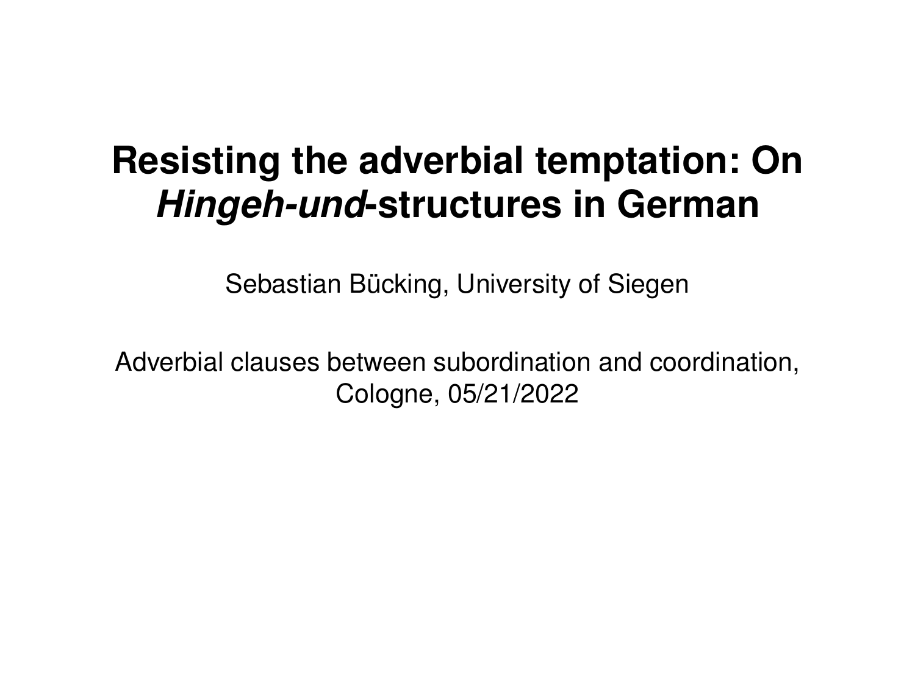# Resisting the adverbial temptation: On *Hingeh-und*-structures in German

Sebastian Bücking, University of Siegen

Adverbial clauses between subordination and coordination, Cologne, 05/21/2022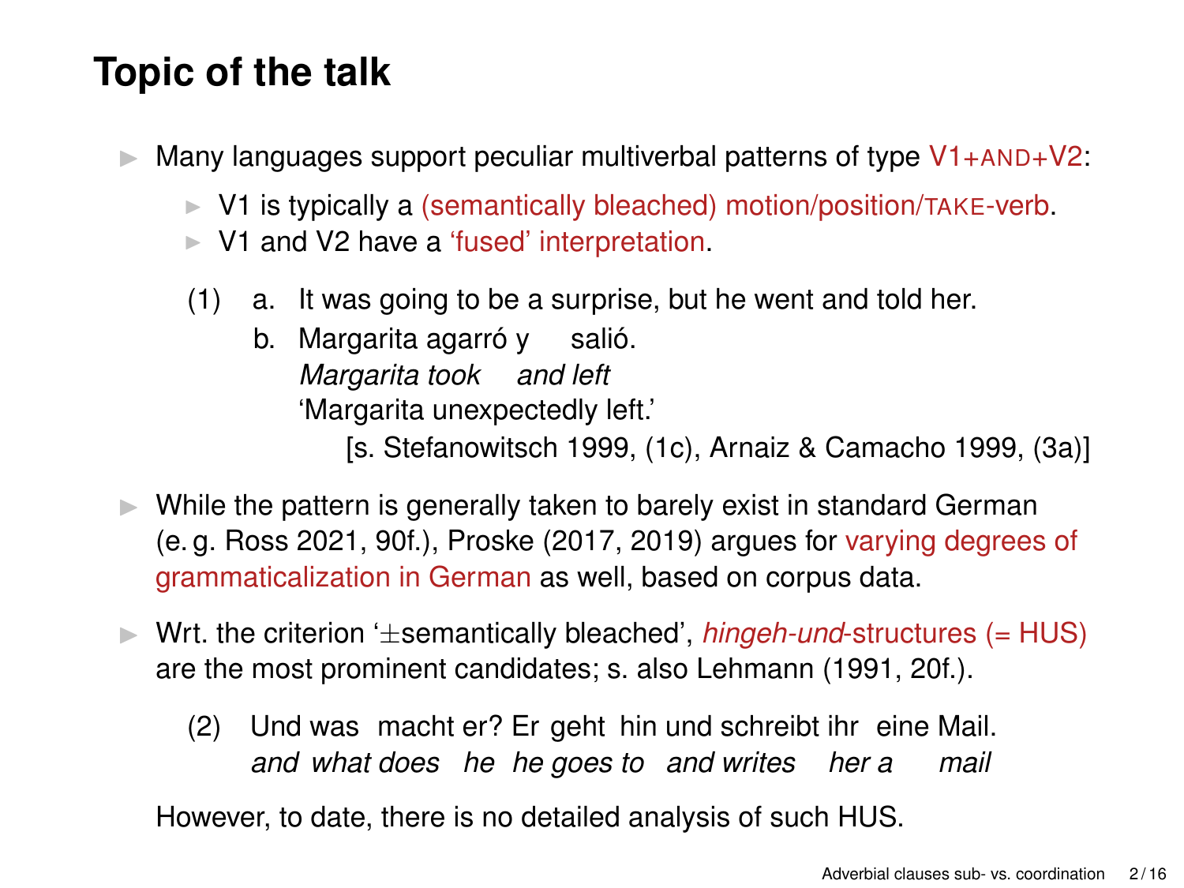# Topic of the talk

- Many languages support peculiar multiverbal patterns of type V1+AND+V2:
  - V1 is typically a (semantically bleached) motion/position/TAKE-verb.
  - V1 and V2 have a 'fused' interpretation.

  (1) a. It was going to be a surprise, but he went and told her.
  
  b. Margarita agarró y salió.
  *Margarita took and left*
  'Margarita unexpectedly left.'
  
  [s. Stefanowitsch 1999, (1c), Arnaiz & Camacho 1999, (3a)]

- While the pattern is generally taken to barely exist in standard German (e. g. Ross 2021, 90f.), Proske (2017, 2019) argues for varying degrees of grammaticalization in German as well, based on corpus data.

- Wrt. the criterion '±semantically bleached', *hingeh-und*-structures (= HUS) are the most prominent candidates; s. also Lehmann (1991, 20f.).

  (2) Und was macht er? Er geht hin und schreibt ihr eine Mail.
  *and what does he he goes to and writes her a mail*

  However, to date, there is no detailed analysis of such HUS.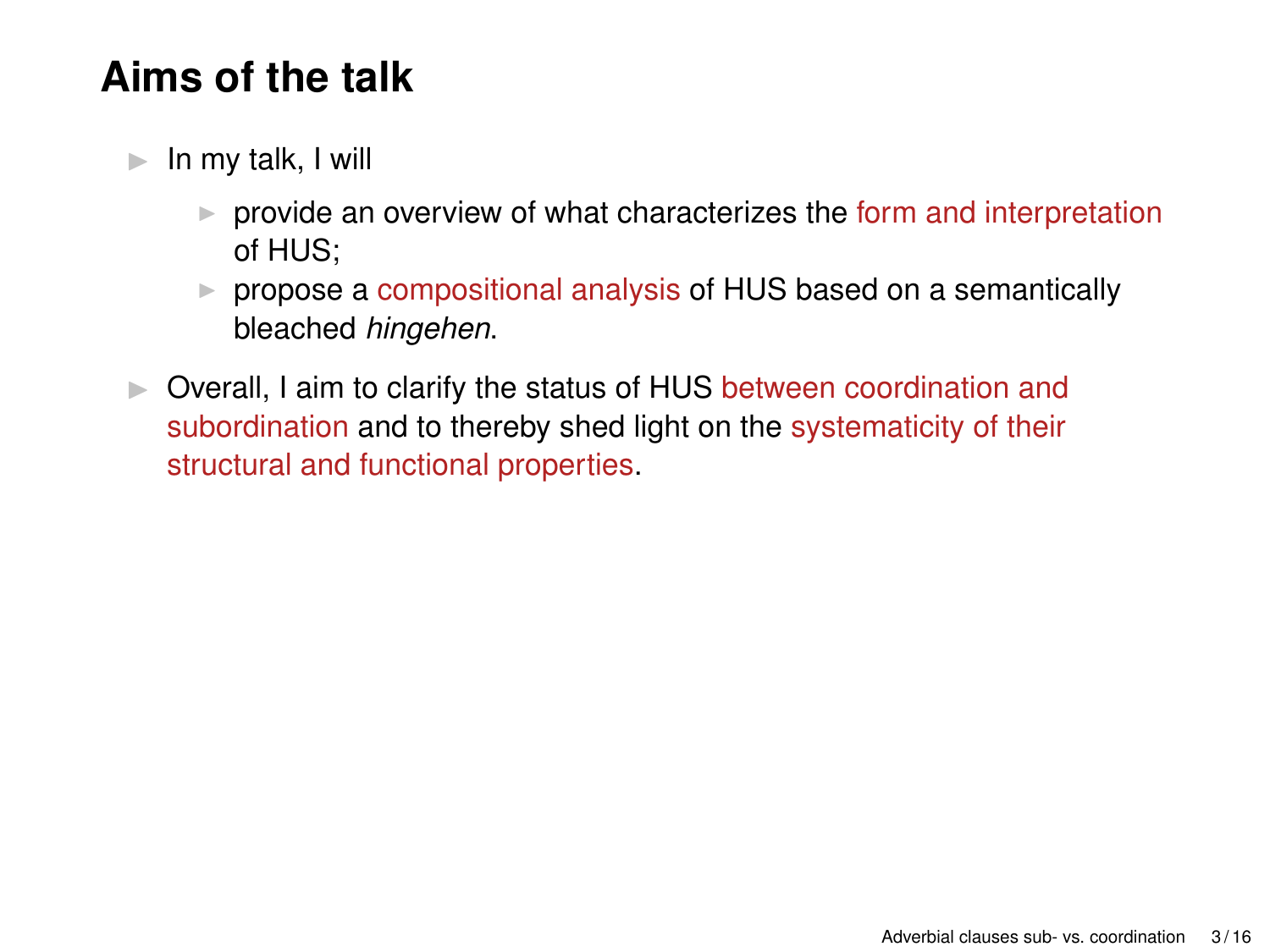# Aims of the talk

- In my talk, I will
  - provide an overview of what characterizes the form and interpretation of HUS;
  - propose a compositional analysis of HUS based on a semantically bleached *hingehen*.
- Overall, I aim to clarify the status of HUS between coordination and subordination and to thereby shed light on the systematicity of their structural and functional properties.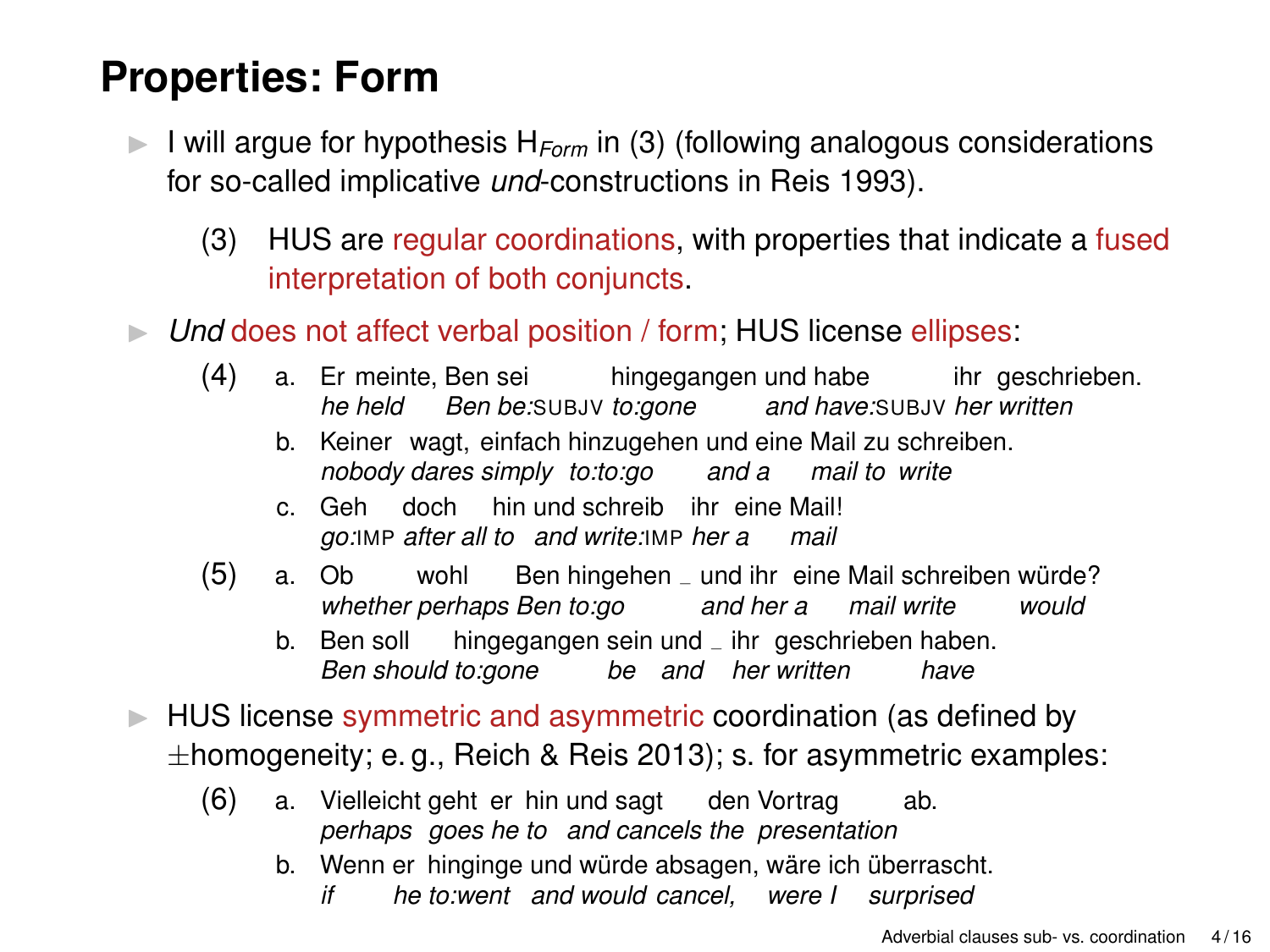# Properties: Form

- I will argue for hypothesis $H_{Form}$ in (3) (following analogous considerations for so-called implicative *und*-constructions in Reis 1993).

  (3) HUS are regular coordinations, with properties that indicate a fused interpretation of both conjuncts.

- *Und* does not affect verbal position / form; HUS license ellipses:

  (4) a. Er meinte, Ben sei hingegangen und habe ihr geschrieben.
  *he held Ben be:*SUBJV *to:gone and have:*SUBJV *her written*

  b. Keiner wagt, einfach hinzugehen und eine Mail zu schreiben.
  *nobody dares simply to:to:go and a mail to write*

  c. Geh doch hin und schreib ihr eine Mail!
  *go:*IMP *after all to and write:*IMP *her a mail*

  (5) a. Ob wohl Ben hingehen _ und ihr eine Mail schreiben würde?
  *whether perhaps Ben to:go and her a mail write would*

  b. Ben soll hingegangen sein und _ ihr geschrieben haben.
  *Ben should to:gone be and her written have*

- HUS license symmetric and asymmetric coordination (as defined by ±homogeneity; e. g., Reich & Reis 2013); s. for asymmetric examples:

  (6) a. Vielleicht geht er hin und sagt den Vortrag ab.
  *perhaps goes he to and cancels the presentation*

  b. Wenn er hinginge und würde absagen, wäre ich überrascht.
  *if he to:went and would cancel, were I surprised*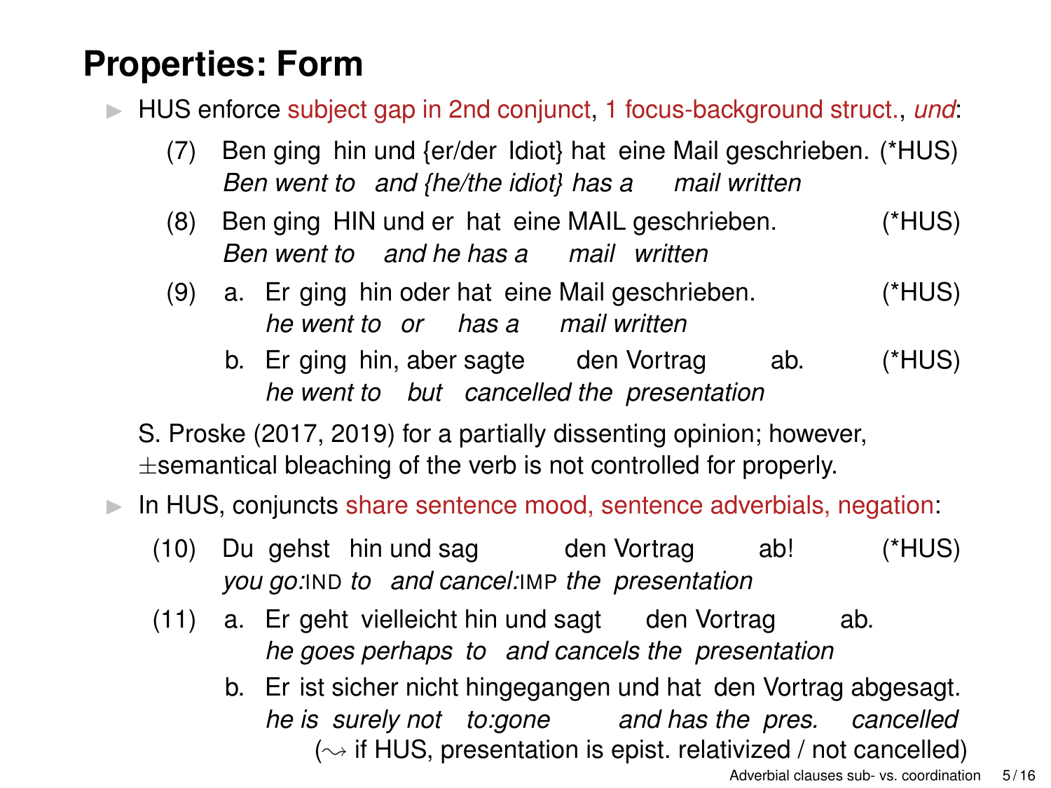## Properties: Form

- HUS enforce subject gap in 2nd conjunct, 1 focus-background struct., *und*:

  (7) Ben ging hin und {er/der Idiot} hat eine Mail geschrieben. (*HUS)
  *Ben went to and {he/the idiot} has a mail written*

  (8) Ben ging HIN und er hat eine MAIL geschrieben. (*HUS)
  *Ben went to and he has a mail written*

  (9) a. Er ging hin oder hat eine Mail geschrieben. (*HUS)
  *he went to or has a mail written*

  b. Er ging hin, aber sagte den Vortrag ab. (*HUS)
  *he went to but cancelled the presentation*

  S. Proske (2017, 2019) for a partially dissenting opinion; however, ±semantical bleaching of the verb is not controlled for properly.

- In HUS, conjuncts share sentence mood, sentence adverbials, negation:

  (10) Du gehst hin und sag den Vortrag ab! (*HUS)
  *you go:*IND *to and cancel:*IMP *the presentation*

  (11) a. Er geht vielleicht hin und sagt den Vortrag ab.
  *he goes perhaps to and cancels the presentation*

  b. Er ist sicher nicht hingegangen und hat den Vortrag abgesagt.
  *he is surely not to:gone and has the pres. cancelled*
  (⇝ if HUS, presentation is epist. relativized / not cancelled)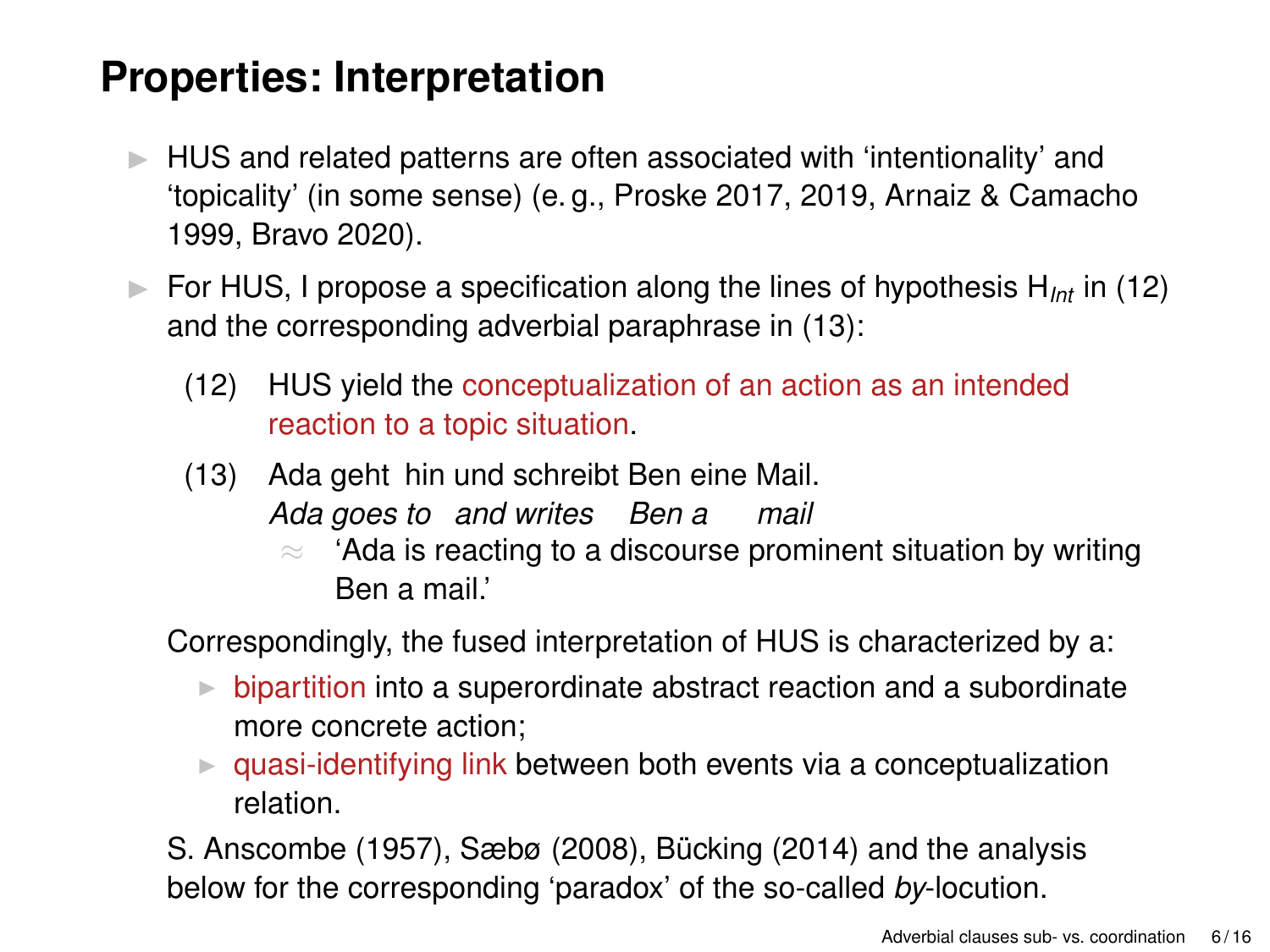# Properties: Interpretation

- HUS and related patterns are often associated with 'intentionality' and 'topicality' (in some sense) (e. g., Proske 2017, 2019, Arnaiz & Camacho 1999, Bravo 2020).
- For HUS, I propose a specification along the lines of hypothesis $H_{Int}$ in (12) and the corresponding adverbial paraphrase in (13):

(12) HUS yield the conceptualization of an action as an intended reaction to a topic situation.

(13) Ada geht hin und schreibt Ben eine Mail.
*Ada goes to and writes Ben a mail*
≈ 'Ada is reacting to a discourse prominent situation by writing Ben a mail.'

Correspondingly, the fused interpretation of HUS is characterized by a:

- bipartition into a superordinate abstract reaction and a subordinate more concrete action;
- quasi-identifying link between both events via a conceptualization relation.

S. Anscombe (1957), Sæbø (2008), Bücking (2014) and the analysis below for the corresponding 'paradox' of the so-called *by*-locution.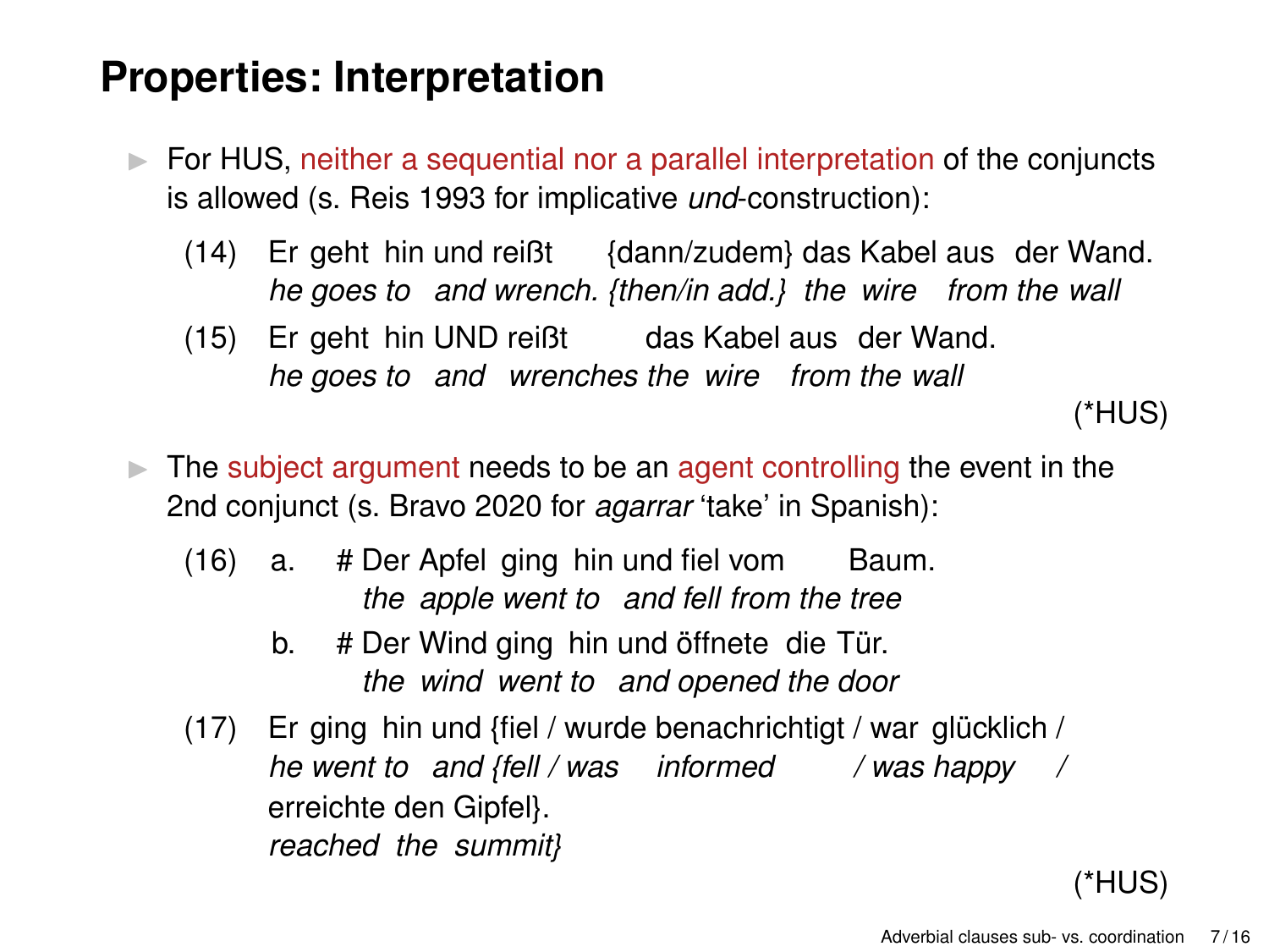# Properties: Interpretation

- For HUS, neither a sequential nor a parallel interpretation of the conjuncts is allowed (s. Reis 1993 for implicative *und*-construction):

(14) Er geht hin und reißt {dann/zudem} das Kabel aus der Wand.
*he goes to and wrench. {then/in add.} the wire from the wall*

(15) Er geht hin UND reißt das Kabel aus der Wand.
*he goes to and wrenches the wire from the wall*

(*HUS)

- The subject argument needs to be an agent controlling the event in the 2nd conjunct (s. Bravo 2020 for *agarrar* 'take' in Spanish):

(16) a. # Der Apfel ging hin und fiel vom Baum.
*the apple went to and fell from the tree*

b. # Der Wind ging hin und öffnete die Tür.
*the wind went to and opened the door*

(17) Er ging hin und {fiel / wurde benachrichtigt / war glücklich / erreichte den Gipfel}.
*he went to and {fell / was informed / was happy / reached the summit}*

(*HUS)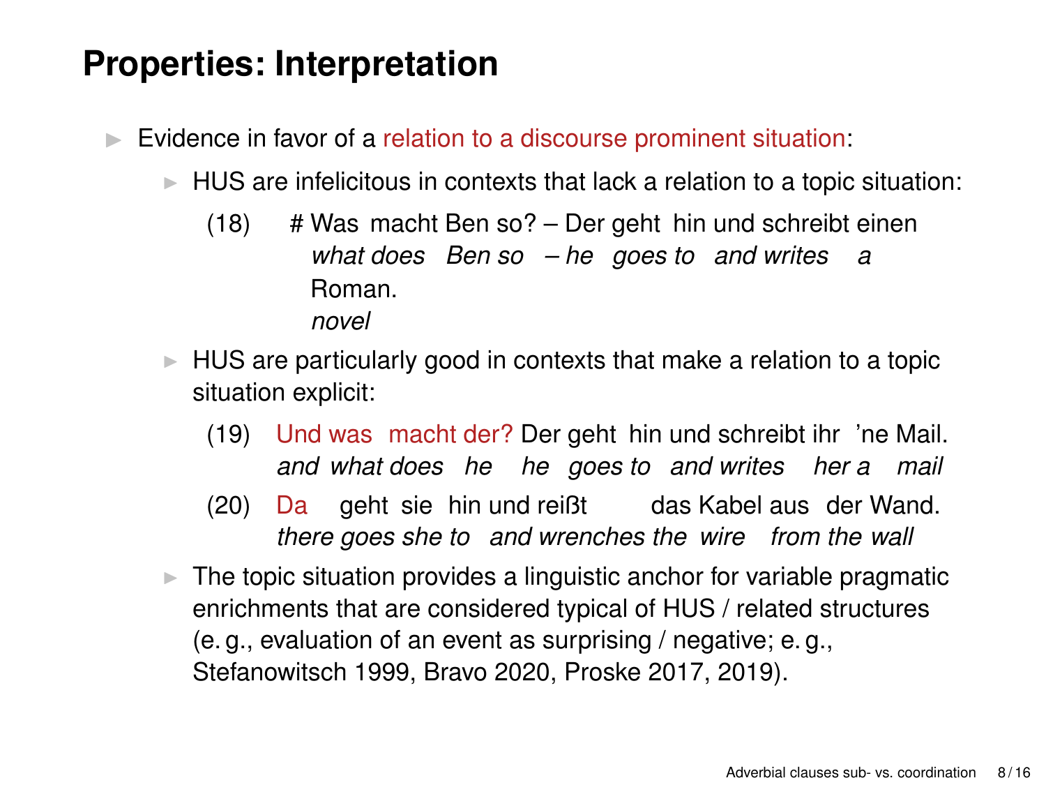# Properties: Interpretation

- Evidence in favor of a relation to a discourse prominent situation:
  - HUS are infelicitous in contexts that lack a relation to a topic situation:

    (18) # Was macht Ben so? – Der geht hin und schreibt einen Roman.
    *what does Ben so – he goes to and writes a novel*

  - HUS are particularly good in contexts that make a relation to a topic situation explicit:

    (19) Und was macht der? Der geht hin und schreibt ihr 'ne Mail.
    *and what does he he goes to and writes her a mail*

    (20) Da geht sie hin und reißt das Kabel aus der Wand.
    *there goes she to and wrenches the wire from the wall*

  - The topic situation provides a linguistic anchor for variable pragmatic enrichments that are considered typical of HUS / related structures (e. g., evaluation of an event as surprising / negative; e. g., Stefanowitsch 1999, Bravo 2020, Proske 2017, 2019).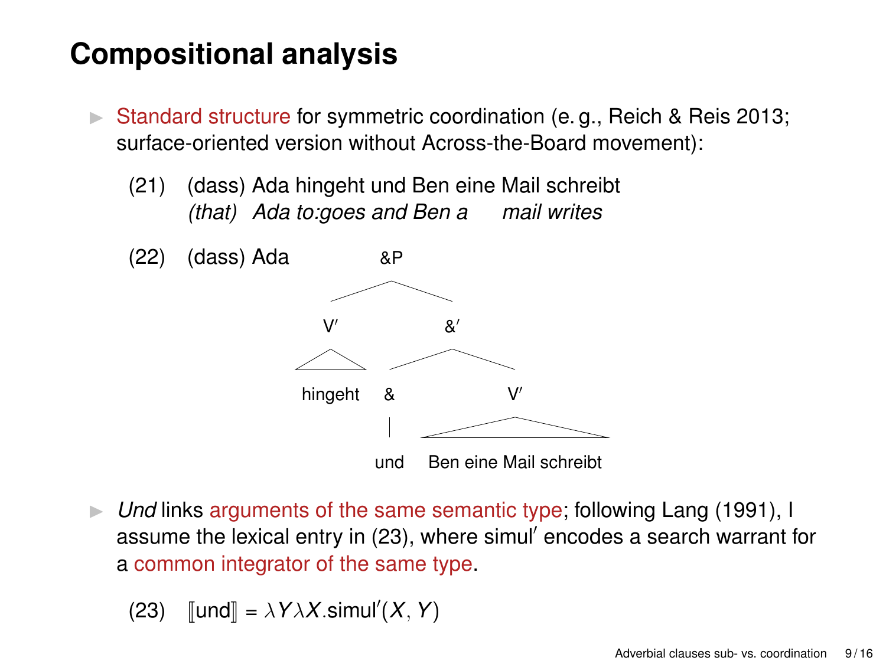# Compositional analysis

- Standard structure for symmetric coordination (e. g., Reich & Reis 2013; surface-oriented version without Across-the-Board movement):

(21) (dass) Ada hingeht und Ben eine Mail schreibt
*(that) Ada to:goes and Ben a mail writes*

(22) (dass) Ada [&P [V′ hingeht] [&′ [& und] [V′ Ben eine Mail schreibt]]]

- *Und* links arguments of the same semantic type; following Lang (1991), I assume the lexical entry in (23), where simul′ encodes a search warrant for a common integrator of the same type.

(23) $[\![\text{und}]\!] = \lambda Y \lambda X.\text{simul}'(X, Y)$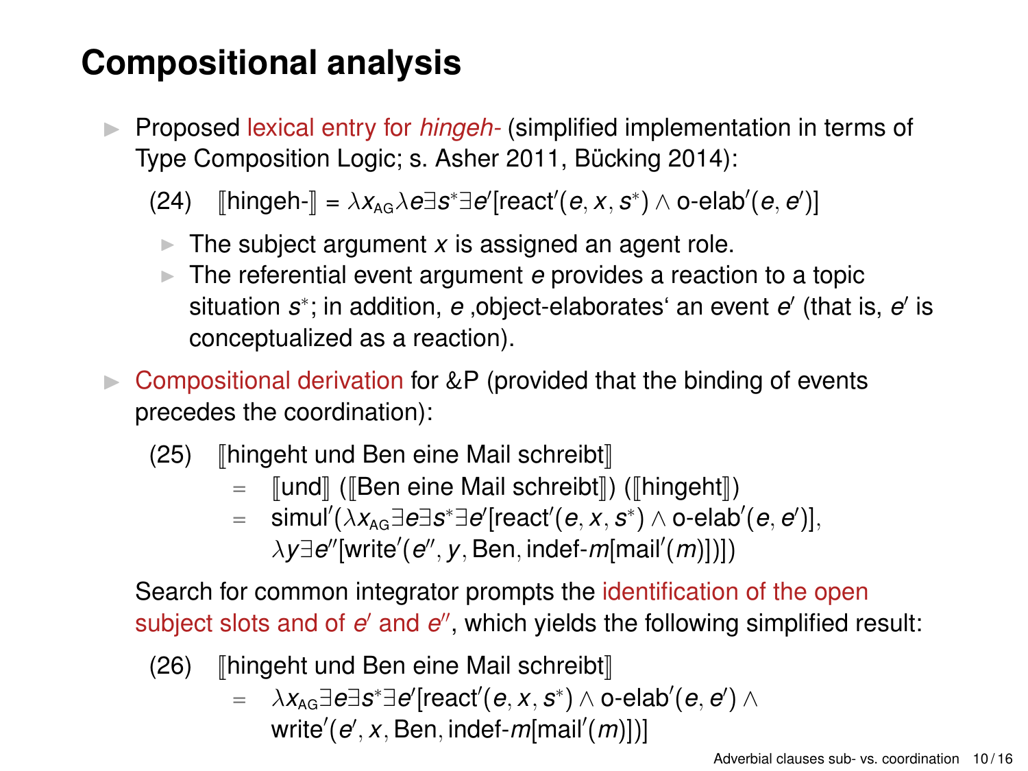# Compositional analysis

- Proposed lexical entry for *hingeh-* (simplified implementation in terms of Type Composition Logic; s. Asher 2011, Bücking 2014):

  (24) $[\![\text{hingeh-}]\!] = \lambda x_{\text{AG}} \lambda e \exists s^* \exists e' [\text{react}'(e, x, s^*) \wedge \text{o-elab}'(e, e')]$

  - The subject argument $x$ is assigned an agent role.
  - The referential event argument $e$ provides a reaction to a topic situation $s^*$; in addition, $e$ ‚object-elaborates' an event $e'$ (that is, $e'$ is conceptualized as a reaction).

- Compositional derivation for &P (provided that the binding of events precedes the coordination):

  (25) $[\![\text{hingeht und Ben eine Mail schreibt}]\!]$
  $= [\![\text{und}]\!] ([\![\text{Ben eine Mail schreibt}]\!]) ([\![\text{hingeht}]\!])$
  $= \text{simul}'(\lambda x_{\text{AG}} \exists e \exists s^* \exists e' [\text{react}'(e, x, s^*) \wedge \text{o-elab}'(e, e')],$
  $\lambda y \exists e'' [\text{write}'(e'', y, \text{Ben}, \text{indef-}m[\text{mail}'(m)])])$

  Search for common integrator prompts the identification of the open subject slots and of $e'$ and $e''$, which yields the following simplified result:

  (26) $[\![\text{hingeht und Ben eine Mail schreibt}]\!]$
  $= \lambda x_{\text{AG}} \exists e \exists s^* \exists e' [\text{react}'(e, x, s^*) \wedge \text{o-elab}'(e, e') \wedge$
  $\text{write}'(e', x, \text{Ben}, \text{indef-}m[\text{mail}'(m)])]$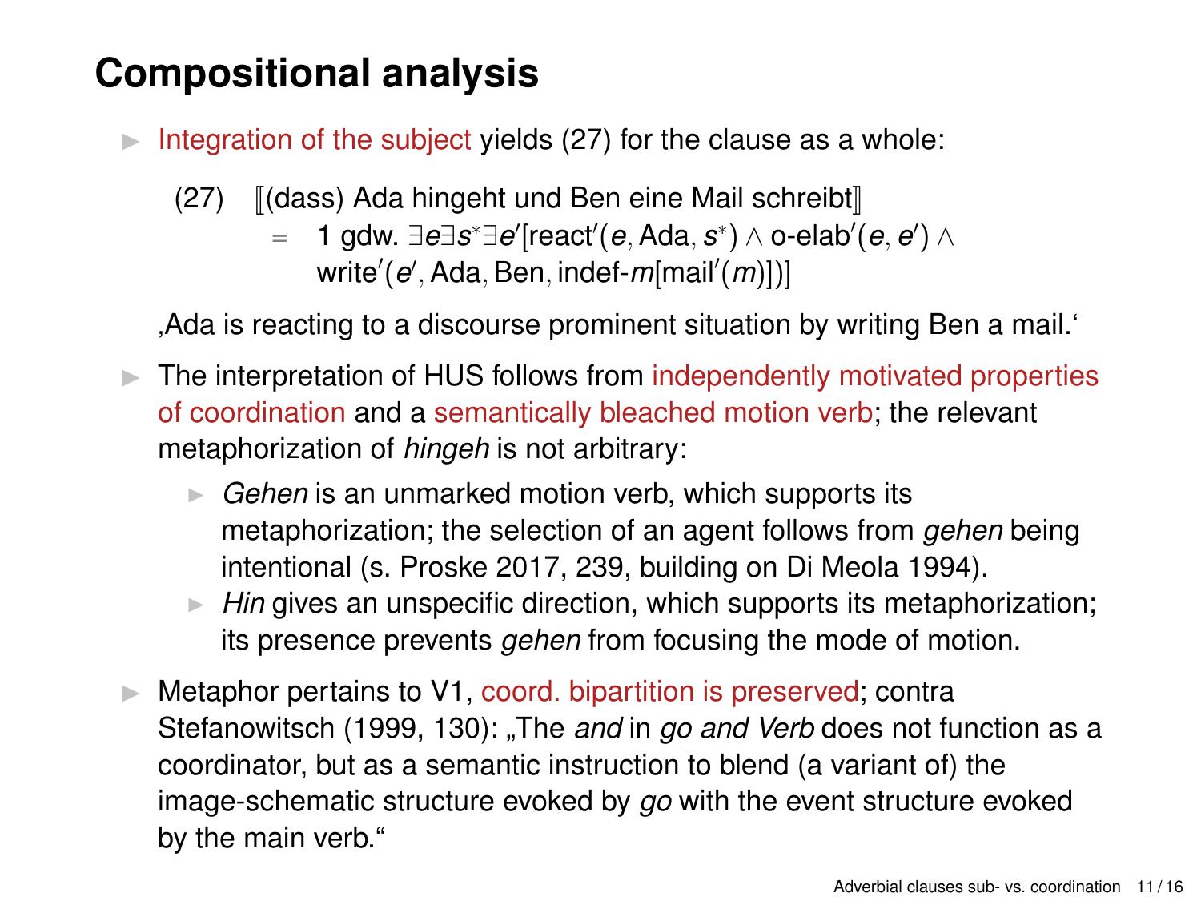# Compositional analysis

- Integration of the subject yields (27) for the clause as a whole:

  (27) ⟦(dass) Ada hingeht und Ben eine Mail schreibt⟧
  $=$ 1 gdw. $\exists e \exists s^* \exists e'[\text{react}'(e, \text{Ada}, s^*) \wedge \text{o-elab}'(e, e') \wedge \text{write}'(e', \text{Ada}, \text{Ben}, \text{indef-}m[\text{mail}'(m)])]$

  ‚Ada is reacting to a discourse prominent situation by writing Ben a mail.'

- The interpretation of HUS follows from independently motivated properties of coordination and a semantically bleached motion verb; the relevant metaphorization of *hingeh* is not arbitrary:
  - *Gehen* is an unmarked motion verb, which supports its metaphorization; the selection of an agent follows from *gehen* being intentional (s. Proske 2017, 239, building on Di Meola 1994).
  - *Hin* gives an unspecific direction, which supports its metaphorization; its presence prevents *gehen* from focusing the mode of motion.

- Metaphor pertains to V1, coord. bipartition is preserved; contra Stefanowitsch (1999, 130): „The *and* in *go and Verb* does not function as a coordinator, but as a semantic instruction to blend (a variant of) the image-schematic structure evoked by *go* with the event structure evoked by the main verb."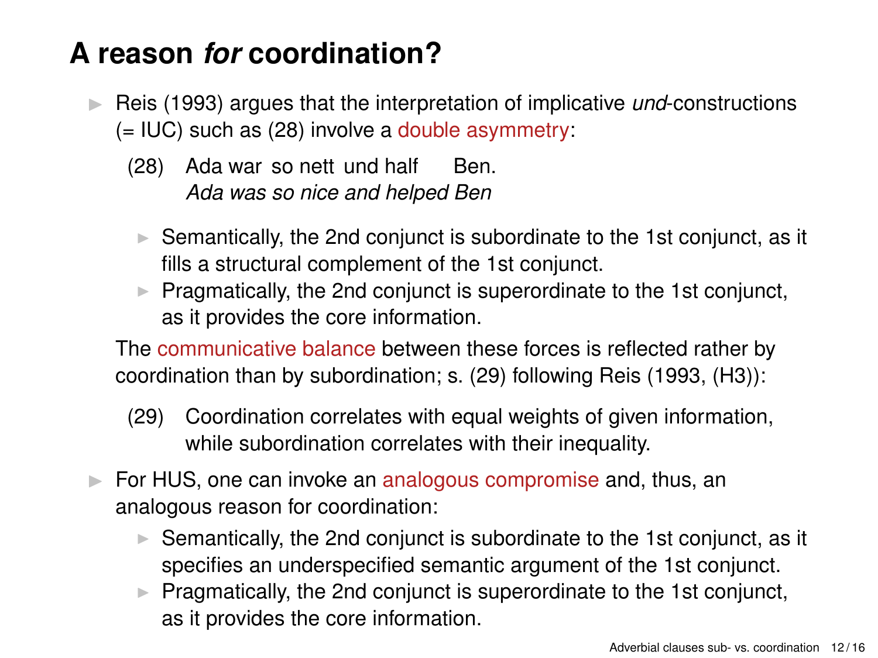# A reason *for* coordination?

- Reis (1993) argues that the interpretation of implicative *und*-constructions (= IUC) such as (28) involve a double asymmetry:

  (28) Ada war so nett und half Ben.
  *Ada was so nice and helped Ben*

  - Semantically, the 2nd conjunct is subordinate to the 1st conjunct, as it fills a structural complement of the 1st conjunct.
  - Pragmatically, the 2nd conjunct is superordinate to the 1st conjunct, as it provides the core information.

  The communicative balance between these forces is reflected rather by coordination than by subordination; s. (29) following Reis (1993, (H3)):

  (29) Coordination correlates with equal weights of given information, while subordination correlates with their inequality.

- For HUS, one can invoke an analogous compromise and, thus, an analogous reason for coordination:
  - Semantically, the 2nd conjunct is subordinate to the 1st conjunct, as it specifies an underspecified semantic argument of the 1st conjunct.
  - Pragmatically, the 2nd conjunct is superordinate to the 1st conjunct, as it provides the core information.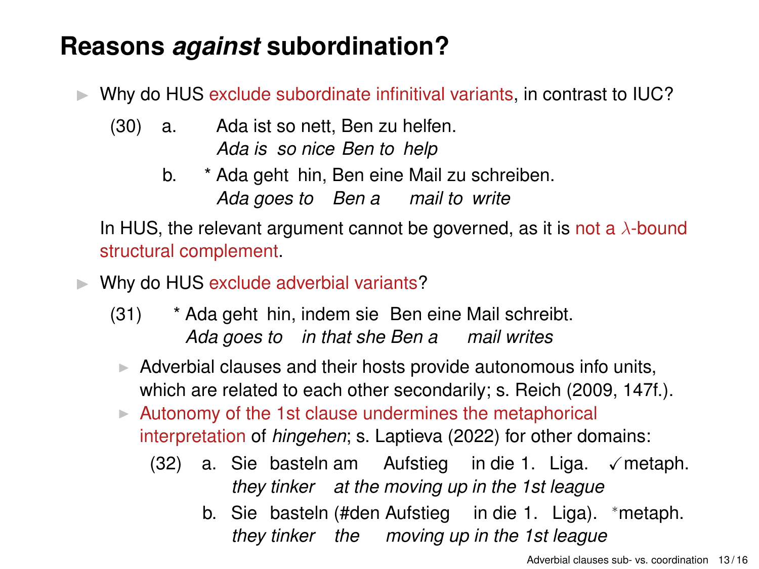# Reasons *against* subordination?

- Why do HUS exclude subordinate infinitival variants, in contrast to IUC?

  (30) a. Ada ist so nett, Ben zu helfen.
  *Ada is so nice Ben to help*

  b. * Ada geht hin, Ben eine Mail zu schreiben.
  *Ada goes to Ben a mail to write*

  In HUS, the relevant argument cannot be governed, as it is not a $\lambda$-bound structural complement.

- Why do HUS exclude adverbial variants?

  (31) * Ada geht hin, indem sie Ben eine Mail schreibt.
  *Ada goes to in that she Ben a mail writes*

  - Adverbial clauses and their hosts provide autonomous info units, which are related to each other secondarily; s. Reich (2009, 147f.).
  - Autonomy of the 1st clause undermines the metaphorical interpretation of *hingehen*; s. Laptieva (2022) for other domains:

    (32) a. Sie basteln am Aufstieg in die 1. Liga. ✓metaph.
    *they tinker at the moving up in the 1st league*

    b. Sie basteln (#den Aufstieg in die 1. Liga). *metaph.
    *they tinker the moving up in the 1st league*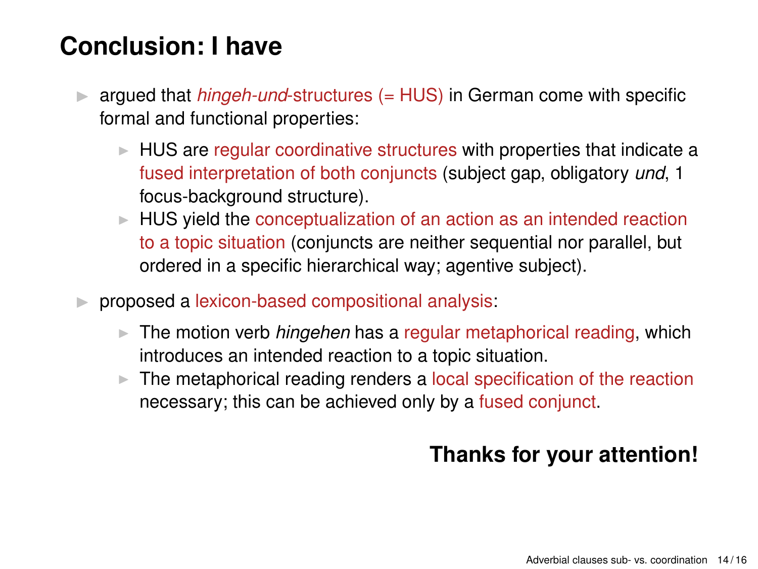# Conclusion: I have

- argued that *hingeh-und*-structures (= HUS) in German come with specific formal and functional properties:
  - HUS are regular coordinative structures with properties that indicate a fused interpretation of both conjuncts (subject gap, obligatory *und*, 1 focus-background structure).
  - HUS yield the conceptualization of an action as an intended reaction to a topic situation (conjuncts are neither sequential nor parallel, but ordered in a specific hierarchical way; agentive subject).
- proposed a lexicon-based compositional analysis:
  - The motion verb *hingehen* has a regular metaphorical reading, which introduces an intended reaction to a topic situation.
  - The metaphorical reading renders a local specification of the reaction necessary; this can be achieved only by a fused conjunct.

**Thanks for your attention!**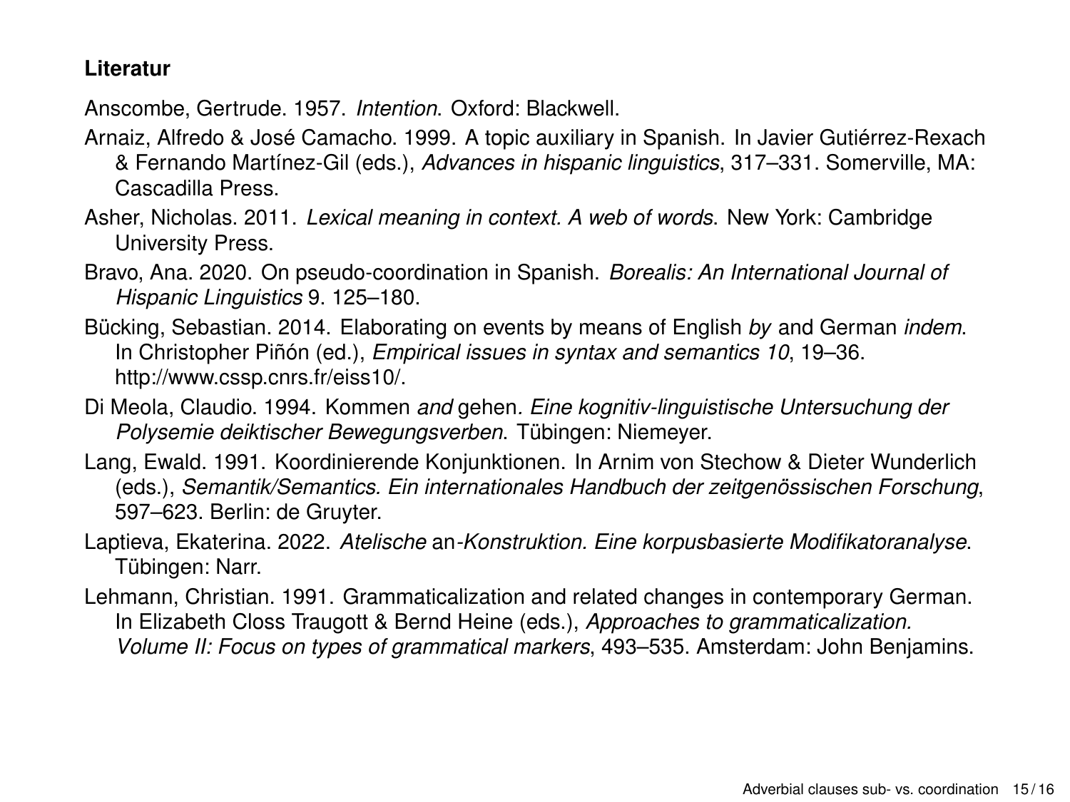**Literatur**

Anscombe, Gertrude. 1957. *Intention*. Oxford: Blackwell.

Arnaiz, Alfredo & José Camacho. 1999. A topic auxiliary in Spanish. In Javier Gutiérrez-Rexach & Fernando Martínez-Gil (eds.), *Advances in hispanic linguistics*, 317–331. Somerville, MA: Cascadilla Press.

Asher, Nicholas. 2011. *Lexical meaning in context. A web of words*. New York: Cambridge University Press.

Bravo, Ana. 2020. On pseudo-coordination in Spanish. *Borealis: An International Journal of Hispanic Linguistics* 9. 125–180.

Bücking, Sebastian. 2014. Elaborating on events by means of English *by* and German *indem*. In Christopher Piñón (ed.), *Empirical issues in syntax and semantics 10*, 19–36. http://www.cssp.cnrs.fr/eiss10/.

Di Meola, Claudio. 1994. Kommen *and* gehen*. Eine kognitiv-linguistische Untersuchung der Polysemie deiktischer Bewegungsverben*. Tübingen: Niemeyer.

Lang, Ewald. 1991. Koordinierende Konjunktionen. In Arnim von Stechow & Dieter Wunderlich (eds.), *Semantik/Semantics. Ein internationales Handbuch der zeitgenössischen Forschung*, 597–623. Berlin: de Gruyter.

Laptieva, Ekaterina. 2022. *Atelische* an*-Konstruktion. Eine korpusbasierte Modifikatoranalyse*. Tübingen: Narr.

Lehmann, Christian. 1991. Grammaticalization and related changes in contemporary German. In Elizabeth Closs Traugott & Bernd Heine (eds.), *Approaches to grammaticalization. Volume II: Focus on types of grammatical markers*, 493–535. Amsterdam: John Benjamins.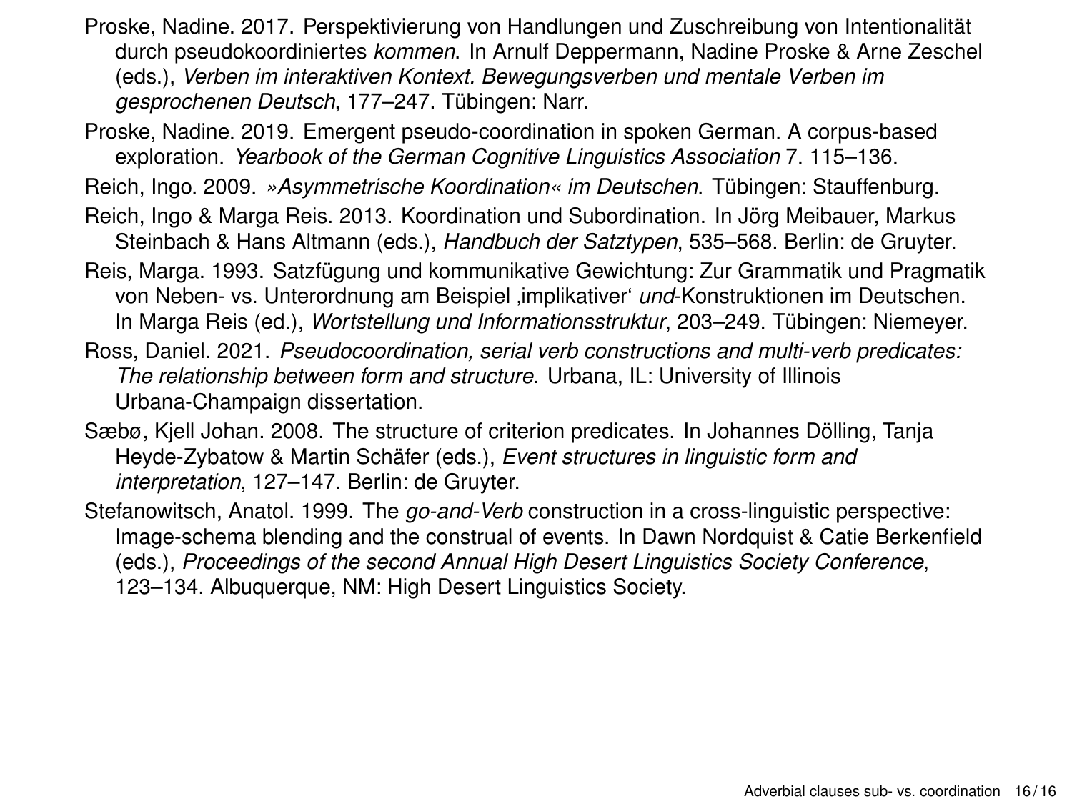Proske, Nadine. 2017. Perspektivierung von Handlungen und Zuschreibung von Intentionalität durch pseudokoordiniertes *kommen*. In Arnulf Deppermann, Nadine Proske & Arne Zeschel (eds.), *Verben im interaktiven Kontext. Bewegungsverben und mentale Verben im gesprochenen Deutsch*, 177–247. Tübingen: Narr.

Proske, Nadine. 2019. Emergent pseudo-coordination in spoken German. A corpus-based exploration. *Yearbook of the German Cognitive Linguistics Association* 7. 115–136.

Reich, Ingo. 2009. *»Asymmetrische Koordination« im Deutschen*. Tübingen: Stauffenburg.

Reich, Ingo & Marga Reis. 2013. Koordination und Subordination. In Jörg Meibauer, Markus Steinbach & Hans Altmann (eds.), *Handbuch der Satztypen*, 535–568. Berlin: de Gruyter.

Reis, Marga. 1993. Satzfügung und kommunikative Gewichtung: Zur Grammatik und Pragmatik von Neben- vs. Unterordnung am Beispiel ‚implikativer' *und*-Konstruktionen im Deutschen. In Marga Reis (ed.), *Wortstellung und Informationsstruktur*, 203–249. Tübingen: Niemeyer.

Ross, Daniel. 2021. *Pseudocoordination, serial verb constructions and multi-verb predicates: The relationship between form and structure*. Urbana, IL: University of Illinois Urbana-Champaign dissertation.

Sæbø, Kjell Johan. 2008. The structure of criterion predicates. In Johannes Dölling, Tanja Heyde-Zybatow & Martin Schäfer (eds.), *Event structures in linguistic form and interpretation*, 127–147. Berlin: de Gruyter.

Stefanowitsch, Anatol. 1999. The *go-and-Verb* construction in a cross-linguistic perspective: Image-schema blending and the construal of events. In Dawn Nordquist & Catie Berkenfield (eds.), *Proceedings of the second Annual High Desert Linguistics Society Conference*, 123–134. Albuquerque, NM: High Desert Linguistics Society.